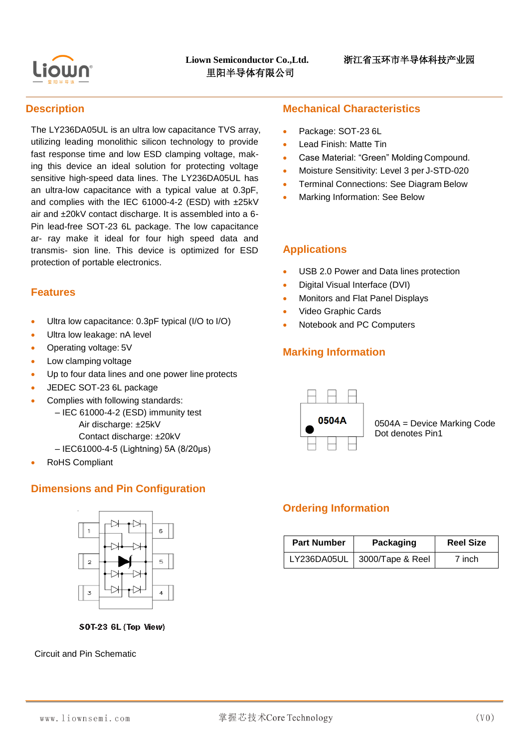Liown Semiconductor Co.,Ltd.
里阳半导体有限公司

浙江省玉环市半导体科技产业园

## Description

The LY236DA05UL is an ultra low capacitance TVS array, utilizing leading monolithic silicon technology to provide fast response time and low ESD clamping voltage, making this device an ideal solution for protecting voltage sensitive high-speed data lines. The LY236DA05UL has an ultra-low capacitance with a typical value at 0.3pF, and complies with the IEC 61000-4-2 (ESD) with ±25kV air and ±20kV contact discharge. It is assembled into a 6-Pin lead-free SOT-23 6L package. The low capacitance array make it ideal for four high speed data and transmission line. This device is optimized for ESD protection of portable electronics.

## Features

- Ultra low capacitance: 0.3pF typical (I/O to I/O)
- Ultra low leakage: nA level
- Operating voltage: 5V
- Low clamping voltage
- Up to four data lines and one power line protects
- JEDEC SOT-23 6L package
- Complies with following standards:
  - – IEC 61000-4-2 (ESD) immunity test
    - Air discharge: ±25kV
    - Contact discharge: ±20kV
  - – IEC61000-4-5 (Lightning) 5A (8/20μs)
- RoHS Compliant

## Dimensions and Pin Configuration

SOT-23 6L (Top View)

Circuit and Pin Schematic

## Mechanical Characteristics

- Package: SOT-23 6L
- Lead Finish: Matte Tin
- Case Material: "Green" Molding Compound.
- Moisture Sensitivity: Level 3 per J-STD-020
- Terminal Connections: See Diagram Below
- Marking Information: See Below

## Applications

- USB 2.0 Power and Data lines protection
- Digital Visual Interface (DVI)
- Monitors and Flat Panel Displays
- Video Graphic Cards
- Notebook and PC Computers

## Marking Information

0504A

0504A = Device Marking Code
Dot denotes Pin1

## Ordering Information

| Part Number | Packaging | Reel Size |
|---|---|---|
| LY236DA05UL | 3000/Tape & Reel | 7 inch |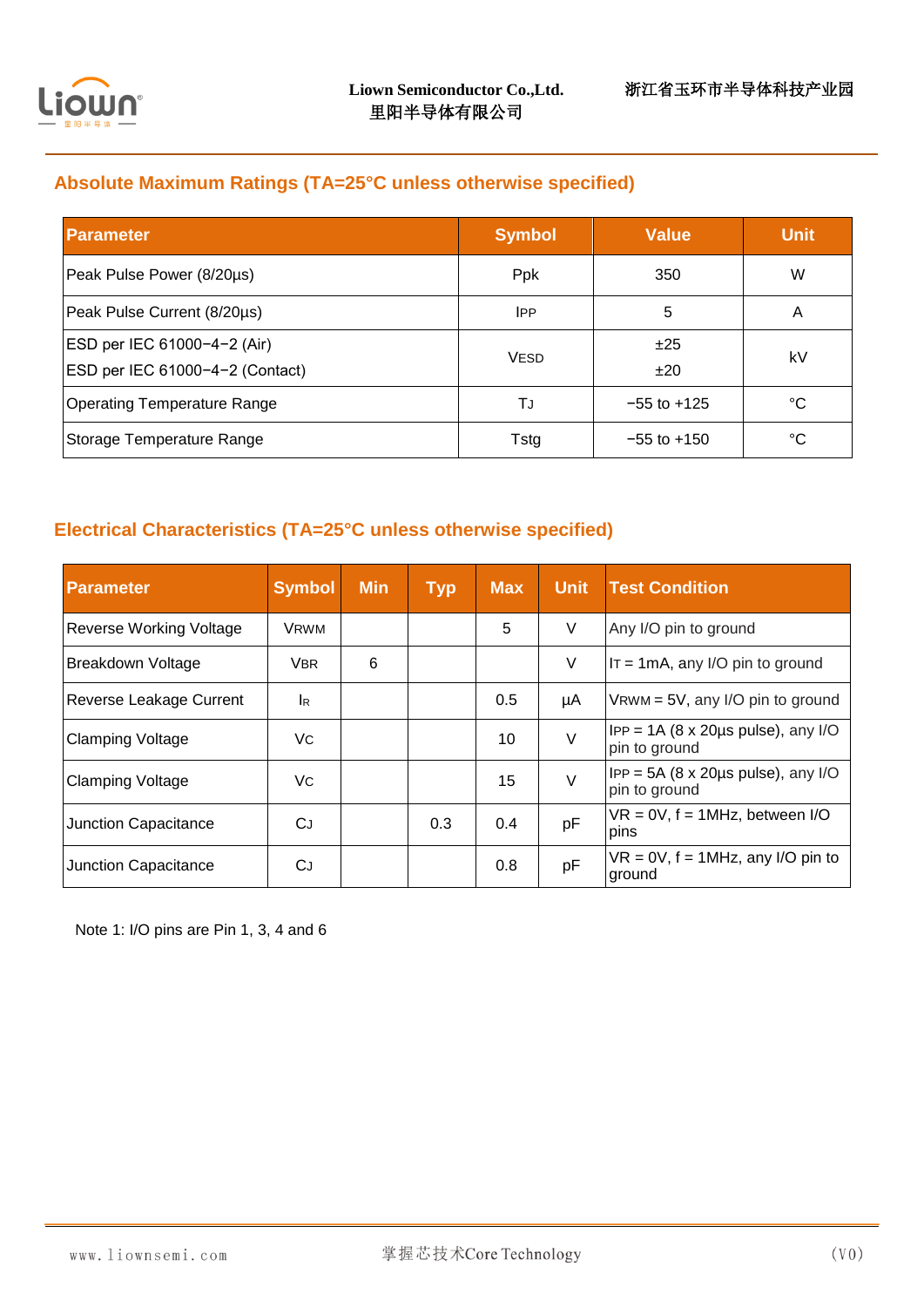## Absolute Maximum Ratings (TA=25°C unless otherwise specified)

| Parameter | Symbol | Value | Unit |
|---|---|---|---|
| Peak Pulse Power (8/20µs) | Ppk | 350 | W |
| Peak Pulse Current (8/20µs) | $I_{PP}$ | 5 | A |
| ESD per IEC 61000−4−2 (Air)<br>ESD per IEC 61000−4−2 (Contact) | $V_{ESD}$ | ±25<br>±20 | kV |
| Operating Temperature Range | $T_J$ | −55 to +125 | °C |
| Storage Temperature Range | Tstg | −55 to +150 | °C |

## Electrical Characteristics (TA=25°C unless otherwise specified)

| Parameter | Symbol | Min | Typ | Max | Unit | Test Condition |
|---|---|---|---|---|---|---|
| Reverse Working Voltage | $V_{RWM}$ | | | 5 | V | Any I/O pin to ground |
| Breakdown Voltage | $V_{BR}$ | 6 | | | V | $I_T$ = 1mA, any I/O pin to ground |
| Reverse Leakage Current | $I_R$ | | | 0.5 | µA | $V_{RWM}$ = 5V, any I/O pin to ground |
| Clamping Voltage | $V_C$ | | | 10 | V | $I_{PP}$ = 1A (8 x 20µs pulse), any I/O pin to ground |
| Clamping Voltage | $V_C$ | | | 15 | V | $I_{PP}$ = 5A (8 x 20µs pulse), any I/O pin to ground |
| Junction Capacitance | $C_J$ | | 0.3 | 0.4 | pF | VR = 0V, f = 1MHz, between I/O pins |
| Junction Capacitance | $C_J$ | | | 0.8 | pF | VR = 0V, f = 1MHz, any I/O pin to ground |

Note 1: I/O pins are Pin 1, 3, 4 and 6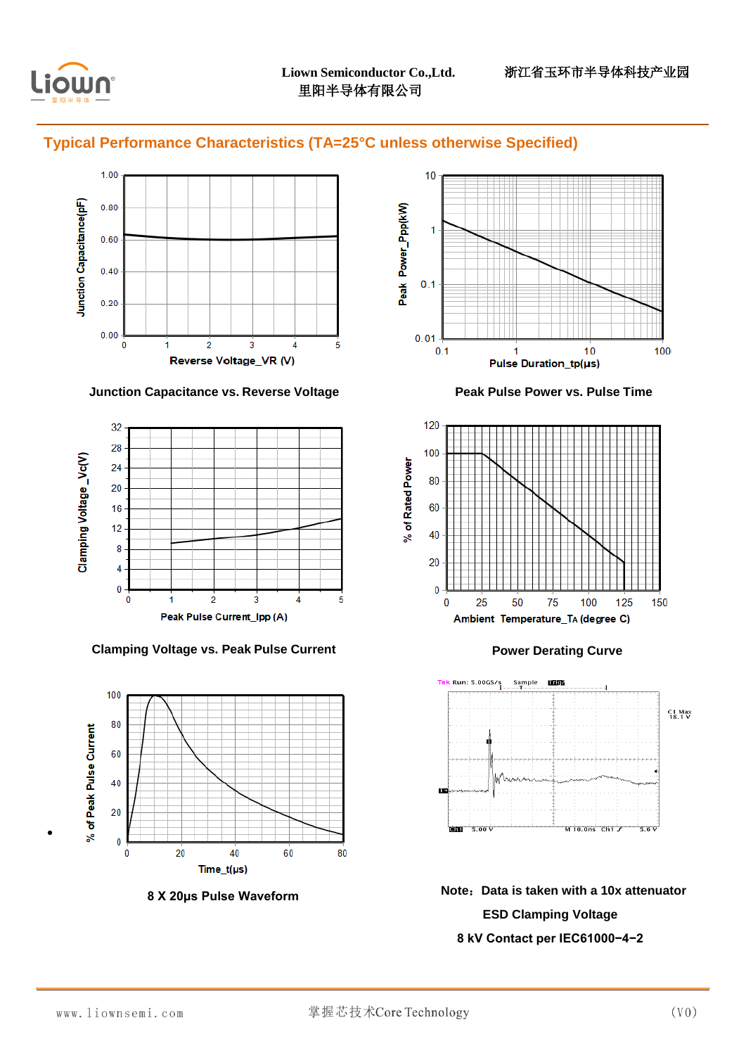## Typical Performance Characteristics (TA=25°C unless otherwise Specified)

Junction Capacitance vs. Reverse Voltage

Peak Pulse Power vs. Pulse Time

Clamping Voltage vs. Peak Pulse Current

Power Derating Curve

8 X 20μs Pulse Waveform

Note：Data is taken with a 10x attenuator

ESD Clamping Voltage

8 kV Contact per IEC61000−4−2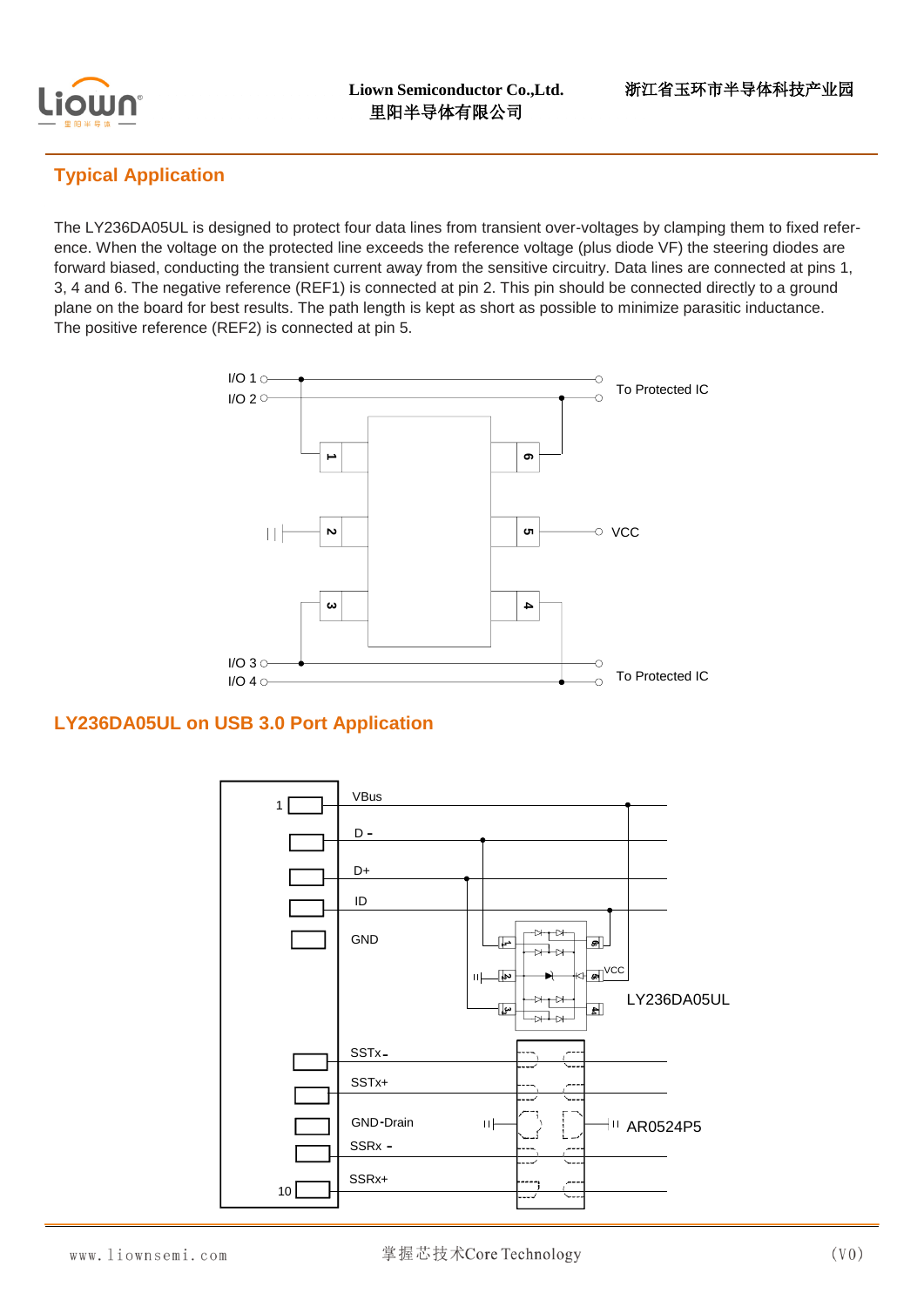## Typical Application

The LY236DA05UL is designed to protect four data lines from transient over-voltages by clamping them to fixed reference. When the voltage on the protected line exceeds the reference voltage (plus diode VF) the steering diodes are forward biased, conducting the transient current away from the sensitive circuitry. Data lines are connected at pins 1, 3, 4 and 6. The negative reference (REF1) is connected at pin 2. This pin should be connected directly to a ground plane on the board for best results. The path length is kept as short as possible to minimize parasitic inductance. The positive reference (REF2) is connected at pin 5.

## LY236DA05UL on USB 3.0 Port Application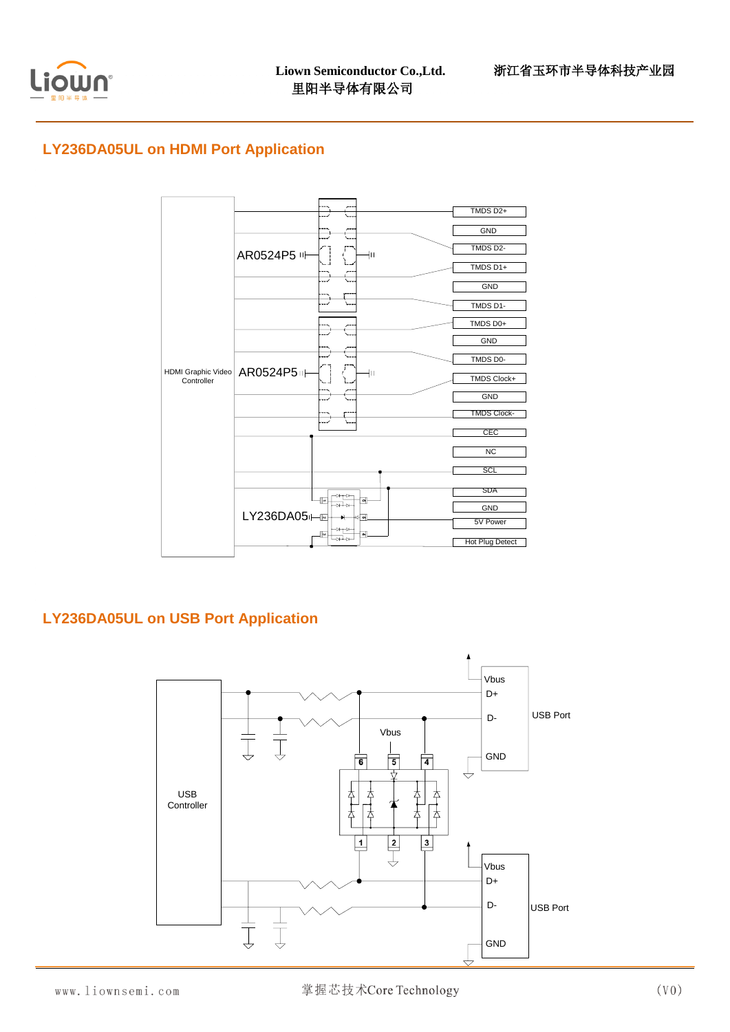## LY236DA05UL on HDMI Port Application

HDMI Graphic Video Controller

AR0524P5

AR0524P5

LY236DA05

TMDS D2+

GND

TMDS D2-

TMDS D1+

GND

TMDS D1-

TMDS D0+

GND

TMDS D0-

TMDS Clock+

GND

TMDS Clock-

CEC

NC

SCL

SDA

GND

5V Power

Hot Plug Detect

## LY236DA05UL on USB Port Application

USB Controller

Vbus

D+

D-

GND

USB Port

Vbus

6 5 4

1 2 3

Vbus

D+

D-

GND

USB Port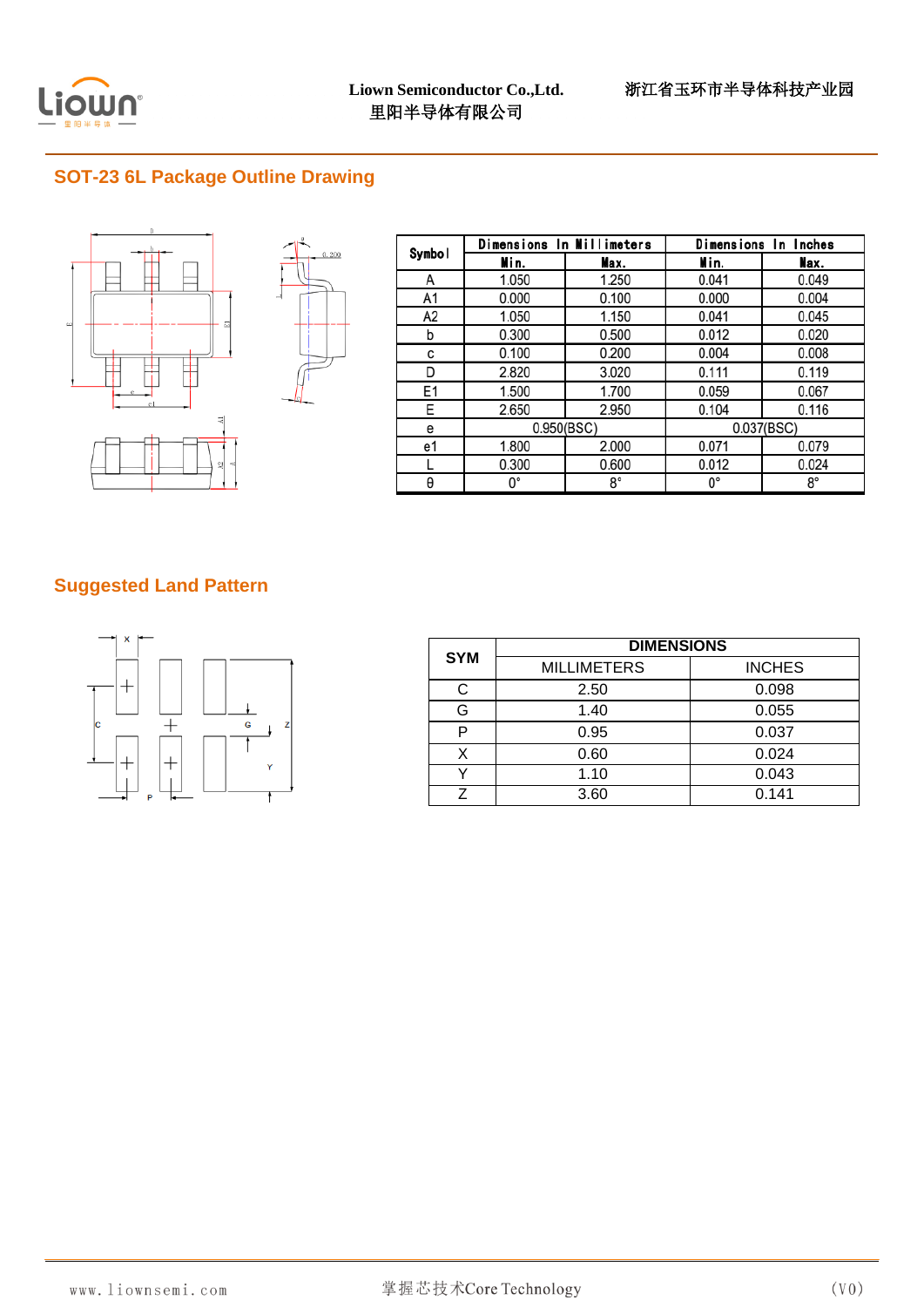## SOT-23 6L Package Outline Drawing

| Symbol | Dimensions In Millimeters | | Dimensions In Inches | |
|---|---|---|---|---|
| | Min. | Max. | Min. | Max. |
| A | 1.050 | 1.250 | 0.041 | 0.049 |
| A1 | 0.000 | 0.100 | 0.000 | 0.004 |
| A2 | 1.050 | 1.150 | 0.041 | 0.045 |
| b | 0.300 | 0.500 | 0.012 | 0.020 |
| c | 0.100 | 0.200 | 0.004 | 0.008 |
| D | 2.820 | 3.020 | 0.111 | 0.119 |
| E1 | 1.500 | 1.700 | 0.059 | 0.067 |
| E | 2.650 | 2.950 | 0.104 | 0.116 |
| e | 0.950(BSC) | | 0.037(BSC) | |
| e1 | 1.800 | 2.000 | 0.071 | 0.079 |
| L | 0.300 | 0.600 | 0.012 | 0.024 |
| θ | 0° | 8° | 0° | 8° |

## Suggested Land Pattern

| SYM | DIMENSIONS | |
|---|---|---|
| | MILLIMETERS | INCHES |
| C | 2.50 | 0.098 |
| G | 1.40 | 0.055 |
| P | 0.95 | 0.037 |
| X | 0.60 | 0.024 |
| Y | 1.10 | 0.043 |
| Z | 3.60 | 0.141 |